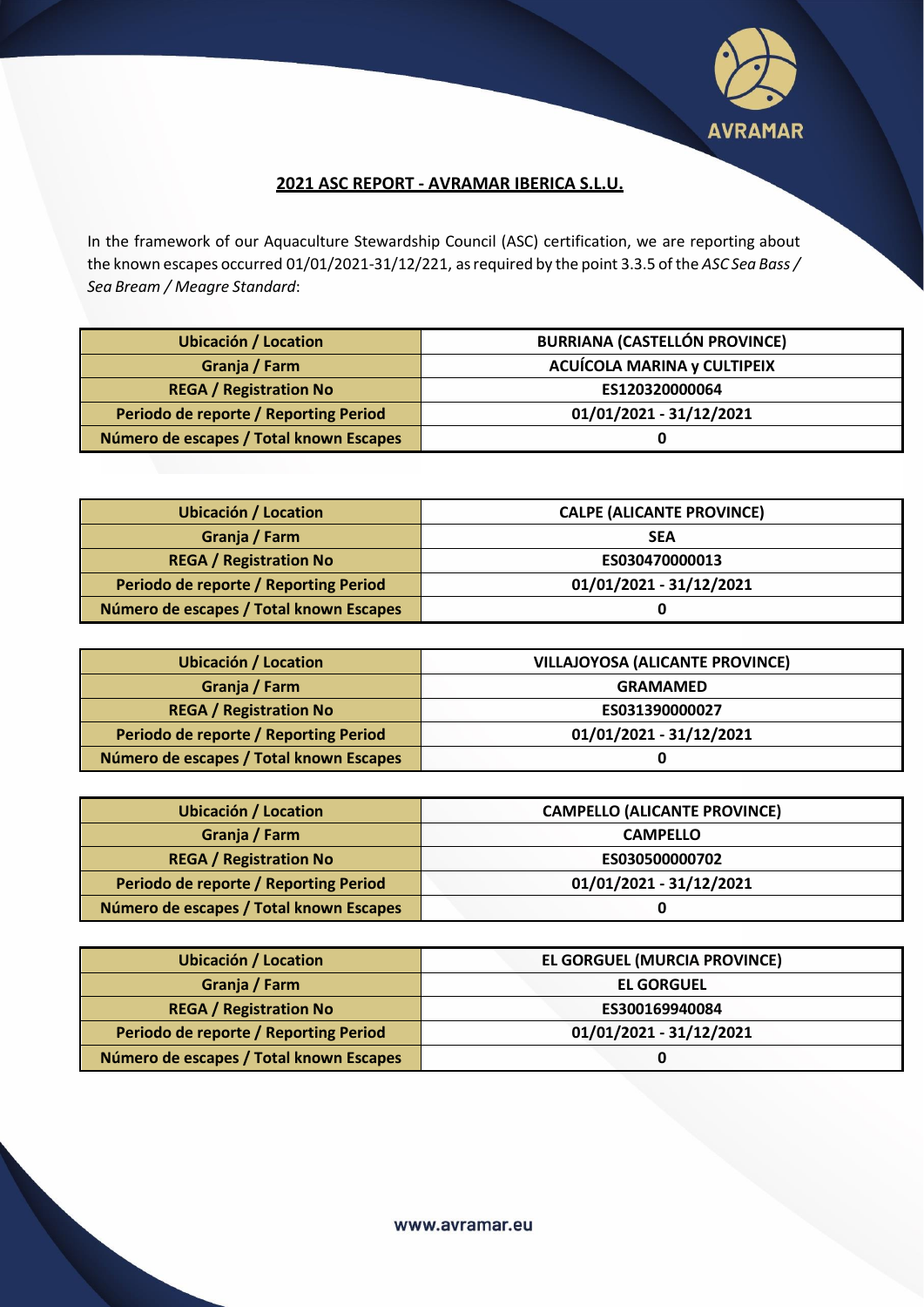## 2021 ASC REPORT - AVRAMAR IBERICA S.L.U.

In the framework of our Aquaculture Stewardship Council (ASC) certification, we are reporting about the known escapes occurred 01/01/2021-31/12/221, as required by the point 3.3.5 of the *ASC Sea Bass / Sea Bream / Meagre Standard*:

| | |
|---|---|
| **Ubicación / Location** | **BURRIANA (CASTELLÓN PROVINCE)** |
| **Granja / Farm** | **ACUÍCOLA MARINA y CULTIPEIX** |
| **REGA / Registration No** | **ES120320000064** |
| **Periodo de reporte / Reporting Period** | **01/01/2021 - 31/12/2021** |
| **Número de escapes / Total known Escapes** | **0** |

| | |
|---|---|
| **Ubicación / Location** | **CALPE (ALICANTE PROVINCE)** |
| **Granja / Farm** | **SEA** |
| **REGA / Registration No** | **ES030470000013** |
| **Periodo de reporte / Reporting Period** | **01/01/2021 - 31/12/2021** |
| **Número de escapes / Total known Escapes** | **0** |

| | |
|---|---|
| **Ubicación / Location** | **VILLAJOYOSA (ALICANTE PROVINCE)** |
| **Granja / Farm** | **GRAMAMED** |
| **REGA / Registration No** | **ES031390000027** |
| **Periodo de reporte / Reporting Period** | **01/01/2021 - 31/12/2021** |
| **Número de escapes / Total known Escapes** | **0** |

| | |
|---|---|
| **Ubicación / Location** | **CAMPELLO (ALICANTE PROVINCE)** |
| **Granja / Farm** | **CAMPELLO** |
| **REGA / Registration No** | **ES030500000702** |
| **Periodo de reporte / Reporting Period** | **01/01/2021 - 31/12/2021** |
| **Número de escapes / Total known Escapes** | **0** |

| | |
|---|---|
| **Ubicación / Location** | **EL GORGUEL (MURCIA PROVINCE)** |
| **Granja / Farm** | **EL GORGUEL** |
| **REGA / Registration No** | **ES300169940084** |
| **Periodo de reporte / Reporting Period** | **01/01/2021 - 31/12/2021** |
| **Número de escapes / Total known Escapes** | **0** |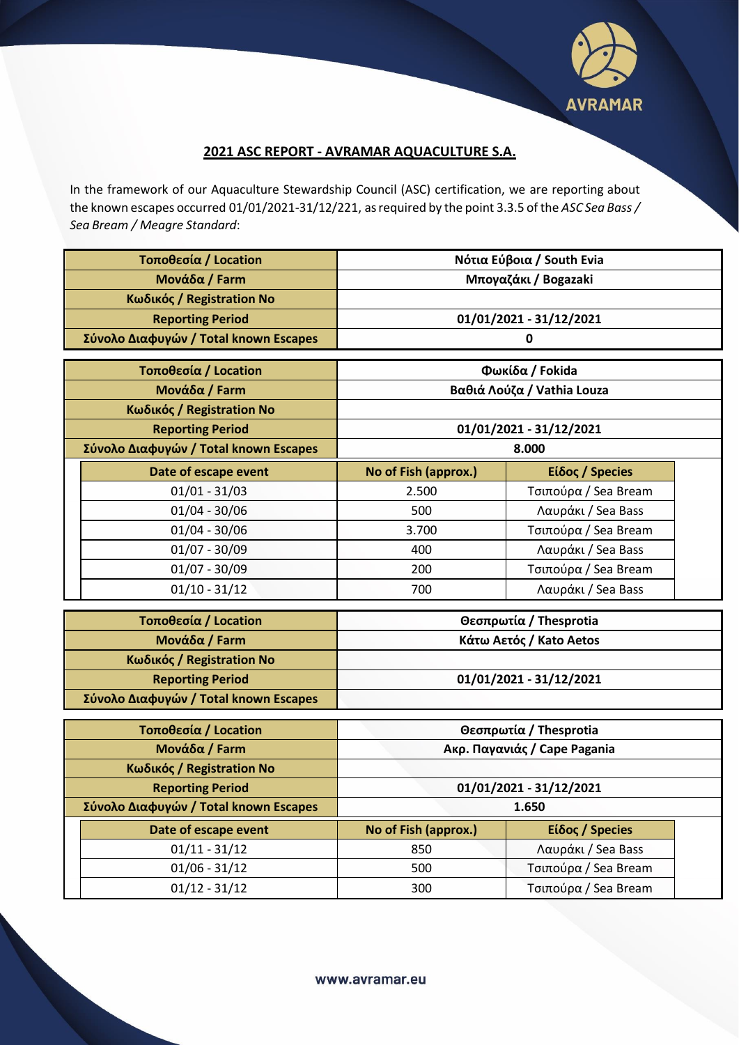## 2021 ASC REPORT - AVRAMAR AQUACULTURE S.A.

In the framework of our Aquaculture Stewardship Council (ASC) certification, we are reporting about the known escapes occurred 01/01/2021-31/12/221, as required by the point 3.3.5 of the *ASC Sea Bass / Sea Bream / Meagre Standard*:

| | |
|---|---|
| **Τοποθεσία / Location** | **Νότια Εύβοια / South Evia** |
| **Μονάδα / Farm** | **Μπογαζάκι / Bogazaki** |
| **Κωδικός / Registration No** | |
| **Reporting Period** | **01/01/2021 - 31/12/2021** |
| **Σύνολο Διαφυγών / Total known Escapes** | **0** |

| | | |
|---|---|---|
| **Τοποθεσία / Location** | **Φωκίδα / Fokida** | |
| **Μονάδα / Farm** | **Βαθιά Λούζα / Vathia Louza** | |
| **Κωδικός / Registration No** | | |
| **Reporting Period** | **01/01/2021 - 31/12/2021** | |
| **Σύνολο Διαφυγών / Total known Escapes** | **8.000** | |
| **Date of escape event** | **No of Fish (approx.)** | **Είδος / Species** |
| 01/01 - 31/03 | 2.500 | Τσιπούρα / Sea Bream |
| 01/04 - 30/06 | 500 | Λαυράκι / Sea Bass |
| 01/04 - 30/06 | 3.700 | Τσιπούρα / Sea Bream |
| 01/07 - 30/09 | 400 | Λαυράκι / Sea Bass |
| 01/07 - 30/09 | 200 | Τσιπούρα / Sea Bream |
| 01/10 - 31/12 | 700 | Λαυράκι / Sea Bass |

| | |
|---|---|
| **Τοποθεσία / Location** | **Θεσπρωτία / Thesprotia** |
| **Μονάδα / Farm** | **Κάτω Αετός / Kato Aetos** |
| **Κωδικός / Registration No** | |
| **Reporting Period** | **01/01/2021 - 31/12/2021** |
| **Σύνολο Διαφυγών / Total known Escapes** | |

| | | |
|---|---|---|
| **Τοποθεσία / Location** | **Θεσπρωτία / Thesprotia** | |
| **Μονάδα / Farm** | **Ακρ. Παγανιάς / Cape Pagania** | |
| **Κωδικός / Registration No** | | |
| **Reporting Period** | **01/01/2021 - 31/12/2021** | |
| **Σύνολο Διαφυγών / Total known Escapes** | **1.650** | |
| **Date of escape event** | **No of Fish (approx.)** | **Είδος / Species** |
| 01/11 - 31/12 | 850 | Λαυράκι / Sea Bass |
| 01/06 - 31/12 | 500 | Τσιπούρα / Sea Bream |
| 01/12 - 31/12 | 300 | Τσιπούρα / Sea Bream |

www.avramar.eu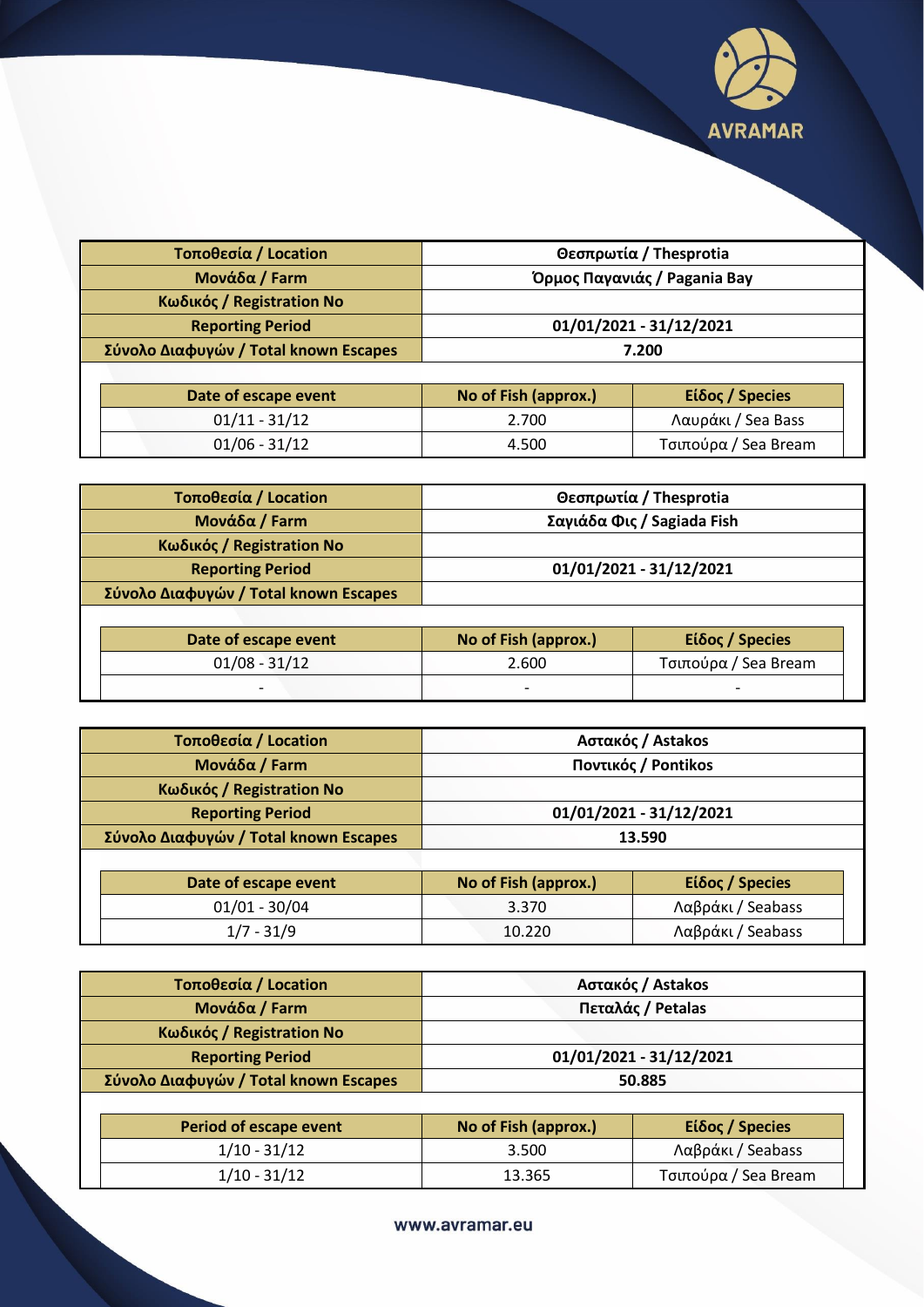| Τοποθεσία / Location | Θεσπρωτία / Thesprotia | |
|---|---|---|
| Μονάδα / Farm | Όρμος Παγανιάς / Pagania Bay | |
| Κωδικός / Registration No | | |
| Reporting Period | 01/01/2021 - 31/12/2021 | |
| Σύνολο Διαφυγών / Total known Escapes | 7.200 | |
| **Date of escape event** | **No of Fish (approx.)** | **Είδος / Species** |
| 01/11 - 31/12 | 2.700 | Λαυράκι / Sea Bass |
| 01/06 - 31/12 | 4.500 | Τσιπούρα / Sea Bream |

| Τοποθεσία / Location | Θεσπρωτία / Thesprotia | |
|---|---|---|
| Μονάδα / Farm | Σαγιάδα Φις / Sagiada Fish | |
| Κωδικός / Registration No | | |
| Reporting Period | 01/01/2021 - 31/12/2021 | |
| Σύνολο Διαφυγών / Total known Escapes | | |
| **Date of escape event** | **No of Fish (approx.)** | **Είδος / Species** |
| 01/08 - 31/12 | 2.600 | Τσιπούρα / Sea Bream |
| - | - | - |

| Τοποθεσία / Location | Αστακός / Astakos | |
|---|---|---|
| Μονάδα / Farm | Ποντικός / Pontikos | |
| Κωδικός / Registration No | | |
| Reporting Period | 01/01/2021 - 31/12/2021 | |
| Σύνολο Διαφυγών / Total known Escapes | 13.590 | |
| **Date of escape event** | **No of Fish (approx.)** | **Είδος / Species** |
| 01/01 - 30/04 | 3.370 | Λαβράκι / Seabass |
| 1/7 - 31/9 | 10.220 | Λαβράκι / Seabass |

| Τοποθεσία / Location | Αστακός / Astakos | |
|---|---|---|
| Μονάδα / Farm | Πεταλάς / Petalas | |
| Κωδικός / Registration No | | |
| Reporting Period | 01/01/2021 - 31/12/2021 | |
| Σύνολο Διαφυγών / Total known Escapes | 50.885 | |
| **Period of escape event** | **No of Fish (approx.)** | **Είδος / Species** |
| 1/10 - 31/12 | 3.500 | Λαβράκι / Seabass |
| 1/10 - 31/12 | 13.365 | Τσιπούρα / Sea Bream |

www.avramar.eu